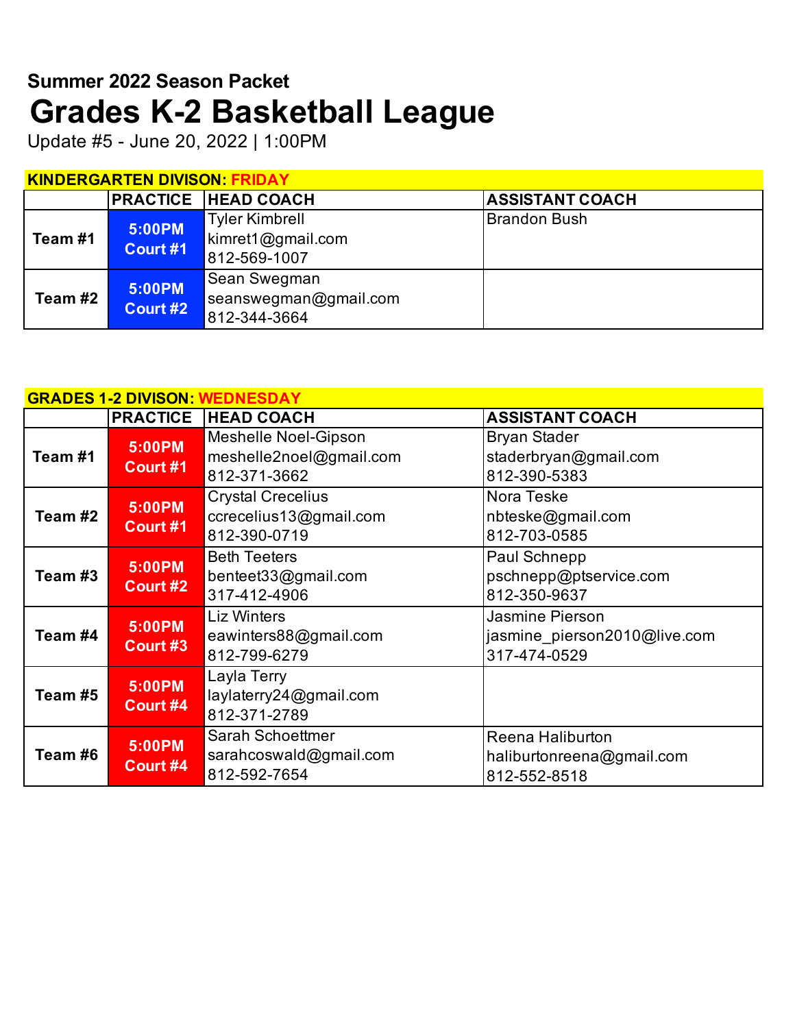**Summer 2022 Season Packet**

# Grades K-2 Basketball League

Update #5 - June 20, 2022 | 1:00PM

**KINDERGARTEN DIVISON: FRIDAY**

| | PRACTICE | HEAD COACH | ASSISTANT COACH |
|---|---|---|---|
| **Team #1** | **5:00PM Court #1** | Tyler Kimbrell<br>kimret1@gmail.com<br>812-569-1007 | Brandon Bush |
| **Team #2** | **5:00PM Court #2** | Sean Swegman<br>seanswegman@gmail.com<br>812-344-3664 | |

**GRADES 1-2 DIVISON: WEDNESDAY**

| | PRACTICE | HEAD COACH | ASSISTANT COACH |
|---|---|---|---|
| **Team #1** | **5:00PM Court #1** | Meshelle Noel-Gipson<br>meshelle2noel@gmail.com<br>812-371-3662 | Bryan Stader<br>staderbryan@gmail.com<br>812-390-5383 |
| **Team #2** | **5:00PM Court #1** | Crystal Crecelius<br>ccrecelius13@gmail.com<br>812-390-0719 | Nora Teske<br>nbteske@gmail.com<br>812-703-0585 |
| **Team #3** | **5:00PM Court #2** | Beth Teeters<br>benteet33@gmail.com<br>317-412-4906 | Paul Schnepp<br>pschnepp@ptservice.com<br>812-350-9637 |
| **Team #4** | **5:00PM Court #3** | Liz Winters<br>eawinters88@gmail.com<br>812-799-6279 | Jasmine Pierson<br>jasmine_pierson2010@live.com<br>317-474-0529 |
| **Team #5** | **5:00PM Court #4** | Layla Terry<br>laylaterry24@gmail.com<br>812-371-2789 | |
| **Team #6** | **5:00PM Court #4** | Sarah Schoettmer<br>sarahcoswald@gmail.com<br>812-592-7654 | Reena Haliburton<br>haliburtonreena@gmail.com<br>812-552-8518 |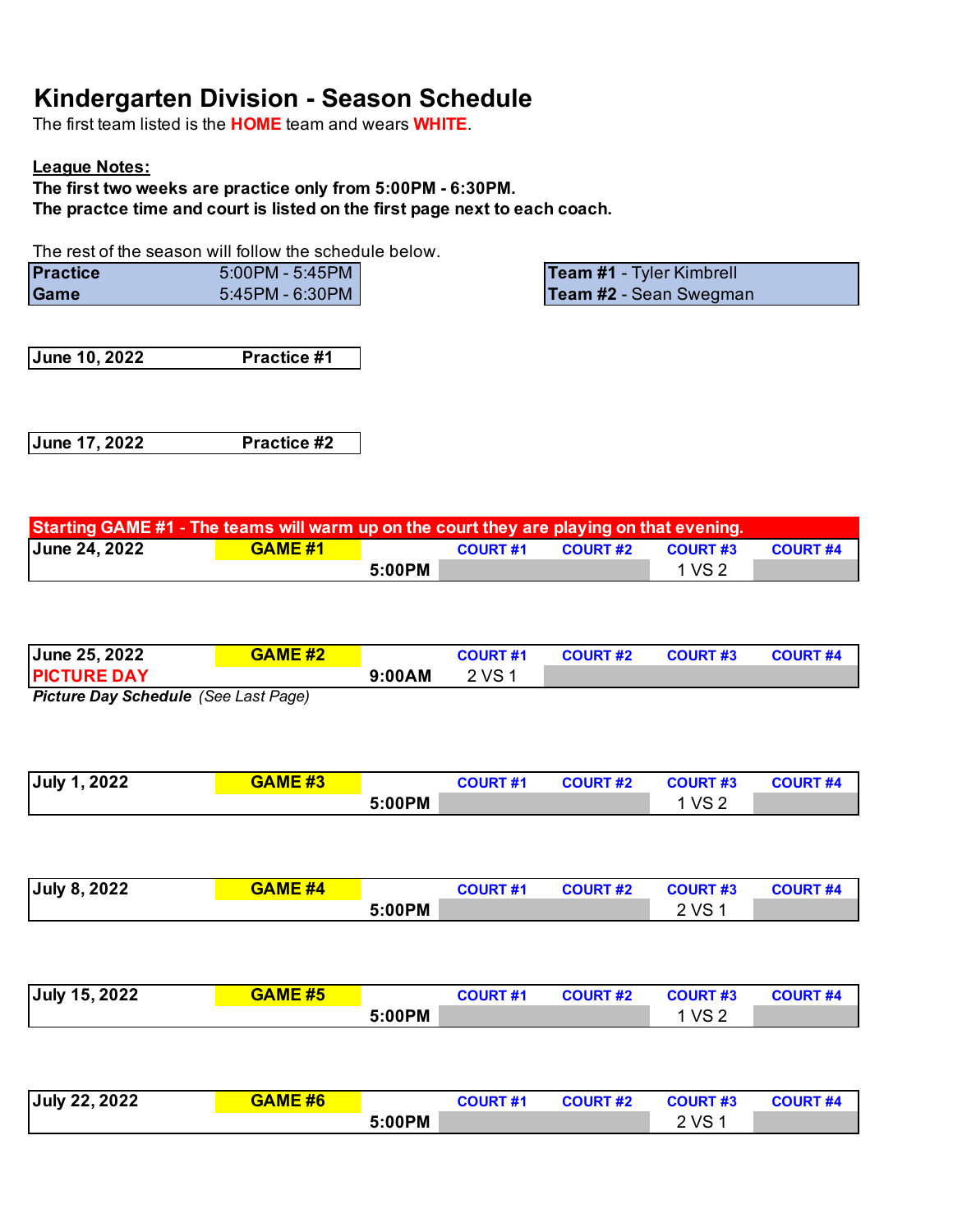# Kindergarten Division - Season Schedule

The first team listed is the **HOME** team and wears **WHITE**.

**League Notes:**

**The first two weeks are practice only from 5:00PM - 6:30PM.**
**The practce time and court is listed on the first page next to each coach.**

The rest of the season will follow the schedule below.

| | |
|---|---|
| **Practice** | 5:00PM - 5:45PM |
| **Game** | 5:45PM - 6:30PM |

| |
|---|
| **Team #1** - Tyler Kimbrell |
| **Team #2** - Sean Swegman |

| | |
|---|---|
| **June 10, 2022** | **Practice #1** |

| | |
|---|---|
| **June 17, 2022** | **Practice #2** |

**Starting GAME #1 - The teams will warm up on the court they are playing on that evening.**

| **June 24, 2022** | **GAME #1** | | COURT #1 | COURT #2 | COURT #3 | COURT #4 |
|---|---|---|---|---|---|---|
| | | **5:00PM** | | | 1 VS 2 | |

| **June 25, 2022** | **GAME #2** | | COURT #1 | COURT #2 | COURT #3 | COURT #4 |
|---|---|---|---|---|---|---|
| **PICTURE DAY** | | **9:00AM** | 2 VS 1 | | | |

***Picture Day Schedule*** *(See Last Page)*

| **July 1, 2022** | **GAME #3** | | COURT #1 | COURT #2 | COURT #3 | COURT #4 |
|---|---|---|---|---|---|---|
| | | **5:00PM** | | | 1 VS 2 | |

| **July 8, 2022** | **GAME #4** | | COURT #1 | COURT #2 | COURT #3 | COURT #4 |
|---|---|---|---|---|---|---|
| | | **5:00PM** | | | 2 VS 1 | |

| **July 15, 2022** | **GAME #5** | | COURT #1 | COURT #2 | COURT #3 | COURT #4 |
|---|---|---|---|---|---|---|
| | | **5:00PM** | | | 1 VS 2 | |

| **July 22, 2022** | **GAME #6** | | COURT #1 | COURT #2 | COURT #3 | COURT #4 |
|---|---|---|---|---|---|---|
| | | **5:00PM** | | | 2 VS 1 | |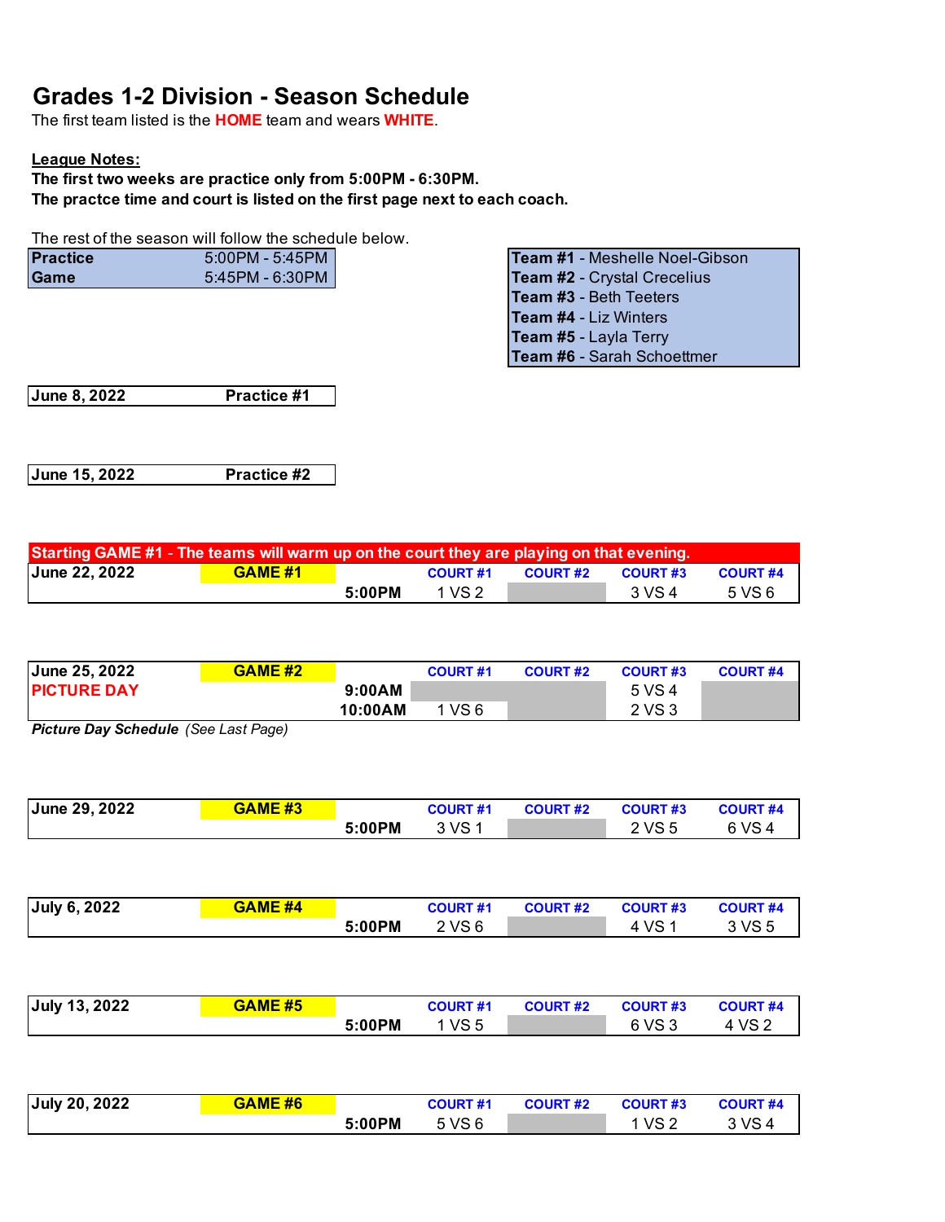# Grades 1-2 Division - Season Schedule

The first team listed is the **HOME** team and wears **WHITE**.

**League Notes:**

**The first two weeks are practice only from 5:00PM - 6:30PM.**

**The practce time and court is listed on the first page next to each coach.**

The rest of the season will follow the schedule below.

| | |
|---|---|
| **Practice** | 5:00PM - 5:45PM |
| **Game** | 5:45PM - 6:30PM |

| |
|---|
| **Team #1** - Meshelle Noel-Gibson |
| **Team #2** - Crystal Crecelius |
| **Team #3** - Beth Teeters |
| **Team #4** - Liz Winters |
| **Team #5** - Layla Terry |
| **Team #6** - Sarah Schoettmer |

| | |
|---|---|
| **June 8, 2022** | **Practice #1** |

| | |
|---|---|
| **June 15, 2022** | **Practice #2** |

**Starting GAME #1 - The teams will warm up on the court they are playing on that evening.**

| **June 22, 2022** | **GAME #1** | | **COURT #1** | **COURT #2** | **COURT #3** | **COURT #4** |
|---|---|---|---|---|---|---|
| | | **5:00PM** | 1 VS 2 | | 3 VS 4 | 5 VS 6 |

| **June 25, 2022** | **GAME #2** | | **COURT #1** | **COURT #2** | **COURT #3** | **COURT #4** |
|---|---|---|---|---|---|---|
| **PICTURE DAY** | | **9:00AM** | | | 5 VS 4 | |
| | | **10:00AM** | 1 VS 6 | | 2 VS 3 | |

***Picture Day Schedule*** *(See Last Page)*

| **June 29, 2022** | **GAME #3** | | **COURT #1** | **COURT #2** | **COURT #3** | **COURT #4** |
|---|---|---|---|---|---|---|
| | | **5:00PM** | 3 VS 1 | | 2 VS 5 | 6 VS 4 |

| **July 6, 2022** | **GAME #4** | | **COURT #1** | **COURT #2** | **COURT #3** | **COURT #4** |
|---|---|---|---|---|---|---|
| | | **5:00PM** | 2 VS 6 | | 4 VS 1 | 3 VS 5 |

| **July 13, 2022** | **GAME #5** | | **COURT #1** | **COURT #2** | **COURT #3** | **COURT #4** |
|---|---|---|---|---|---|---|
| | | **5:00PM** | 1 VS 5 | | 6 VS 3 | 4 VS 2 |

| **July 20, 2022** | **GAME #6** | | **COURT #1** | **COURT #2** | **COURT #3** | **COURT #4** |
|---|---|---|---|---|---|---|
| | | **5:00PM** | 5 VS 6 | | 1 VS 2 | 3 VS 4 |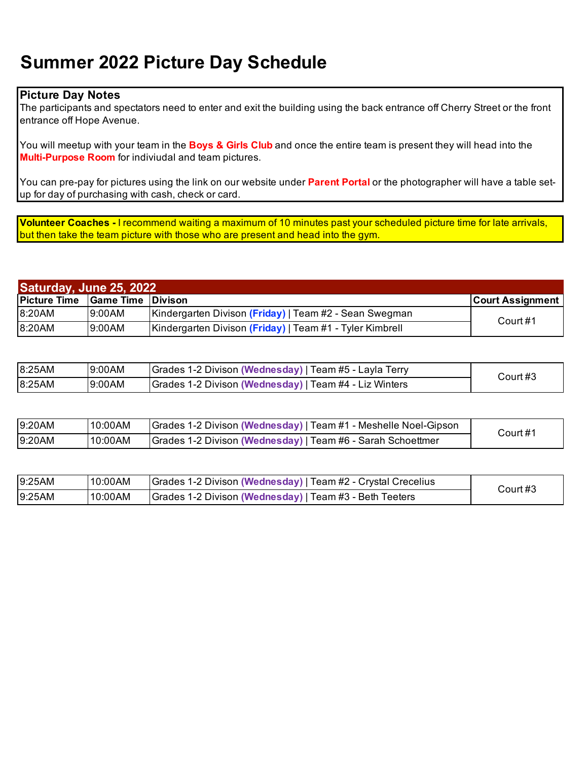# Summer 2022 Picture Day Schedule

**Picture Day Notes**

The participants and spectators need to enter and exit the building using the back entrance off Cherry Street or the front entrance off Hope Avenue.

You will meetup with your team in the **Boys & Girls Club** and once the entire team is present they will head into the **Multi-Purpose Room** for indiviudal and team pictures.

You can pre-pay for pictures using the link on our website under **Parent Portal** or the photographer will have a table set-up for day of purchasing with cash, check or card.

**Volunteer Coaches -** I recommend waiting a maximum of 10 minutes past your scheduled picture time for late arrivals, but then take the team picture with those who are present and head into the gym.

**Saturday, June 25, 2022**

| Picture Time | Game Time | Divison | Court Assignment |
|---|---|---|---|
| 8:20AM | 9:00AM | Kindergarten Divison **(Friday)** \| Team #2 - Sean Swegman | Court #1 |
| 8:20AM | 9:00AM | Kindergarten Divison **(Friday)** \| Team #1 - Tyler Kimbrell | |
| 8:25AM | 9:00AM | Grades 1-2 Divison **(Wednesday)** \| Team #5 - Layla Terry | Court #3 |
| 8:25AM | 9:00AM | Grades 1-2 Divison **(Wednesday)** \| Team #4 - Liz Winters | |
| 9:20AM | 10:00AM | Grades 1-2 Divison **(Wednesday)** \| Team #1 - Meshelle Noel-Gipson | Court #1 |
| 9:20AM | 10:00AM | Grades 1-2 Divison **(Wednesday)** \| Team #6 - Sarah Schoettmer | |
| 9:25AM | 10:00AM | Grades 1-2 Divison **(Wednesday)** \| Team #2 - Crystal Crecelius | Court #3 |
| 9:25AM | 10:00AM | Grades 1-2 Divison **(Wednesday)** \| Team #3 - Beth Teeters | |